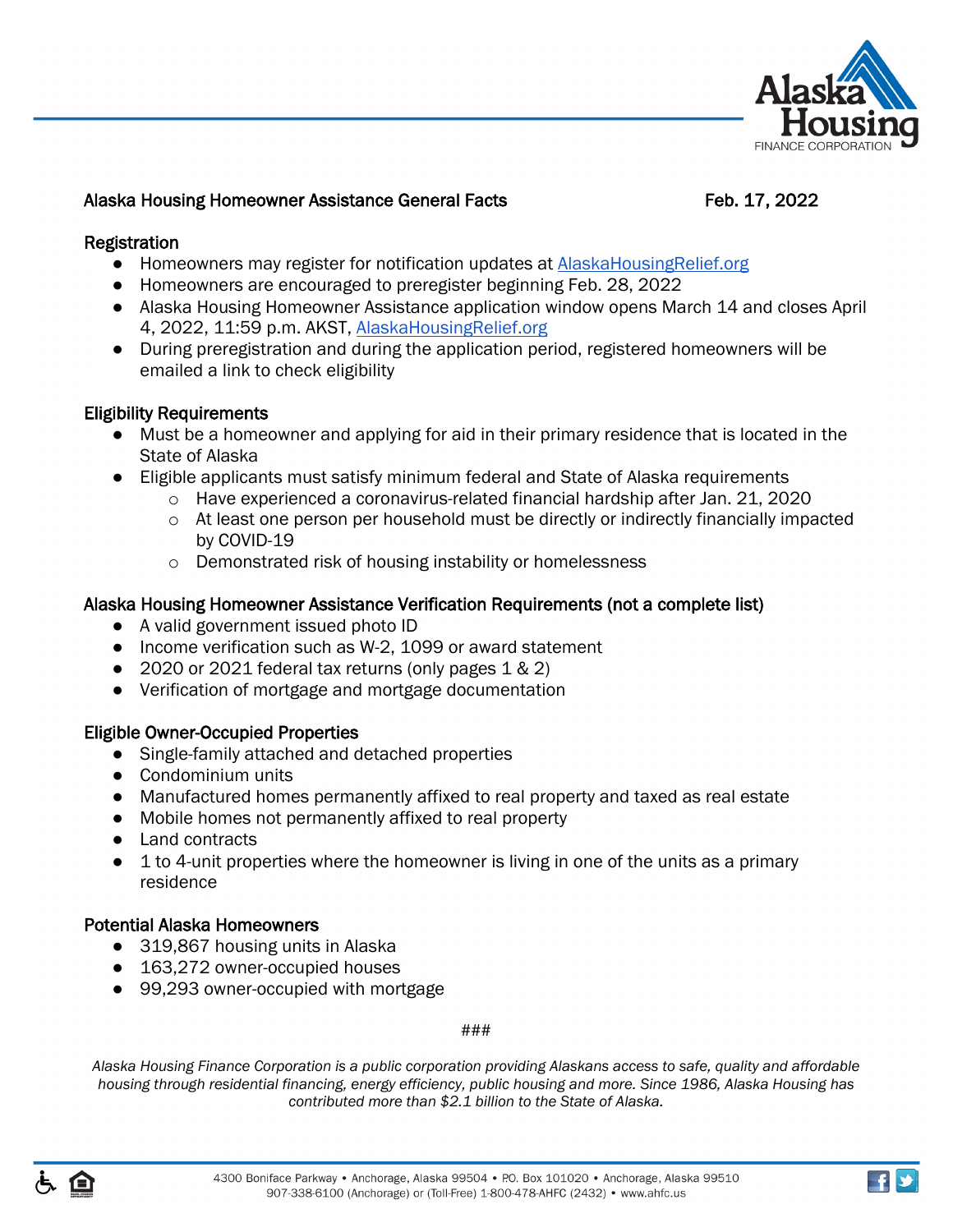## Alaska Housing Homeowner Assistance General Facts

Feb. 17, 2022

### Registration

- Homeowners may register for notification updates at [AlaskaHousingRelief.org](AlaskaHousingRelief.org)
- Homeowners are encouraged to preregister beginning Feb. 28, 2022
- Alaska Housing Homeowner Assistance application window opens March 14 and closes April 4, 2022, 11:59 p.m. AKST, [AlaskaHousingRelief.org](AlaskaHousingRelief.org)
- During preregistration and during the application period, registered homeowners will be emailed a link to check eligibility

### Eligibility Requirements

- Must be a homeowner and applying for aid in their primary residence that is located in the State of Alaska
- Eligible applicants must satisfy minimum federal and State of Alaska requirements
  - Have experienced a coronavirus-related financial hardship after Jan. 21, 2020
  - At least one person per household must be directly or indirectly financially impacted by COVID-19
  - Demonstrated risk of housing instability or homelessness

### Alaska Housing Homeowner Assistance Verification Requirements (not a complete list)

- A valid government issued photo ID
- Income verification such as W-2, 1099 or award statement
- 2020 or 2021 federal tax returns (only pages 1 & 2)
- Verification of mortgage and mortgage documentation

### Eligible Owner-Occupied Properties

- Single-family attached and detached properties
- Condominium units
- Manufactured homes permanently affixed to real property and taxed as real estate
- Mobile homes not permanently affixed to real property
- Land contracts
- 1 to 4-unit properties where the homeowner is living in one of the units as a primary residence

### Potential Alaska Homeowners

- 319,867 housing units in Alaska
- 163,272 owner-occupied houses
- 99,293 owner-occupied with mortgage

###

*Alaska Housing Finance Corporation is a public corporation providing Alaskans access to safe, quality and affordable housing through residential financing, energy efficiency, public housing and more. Since 1986, Alaska Housing has contributed more than $2.1 billion to the State of Alaska.*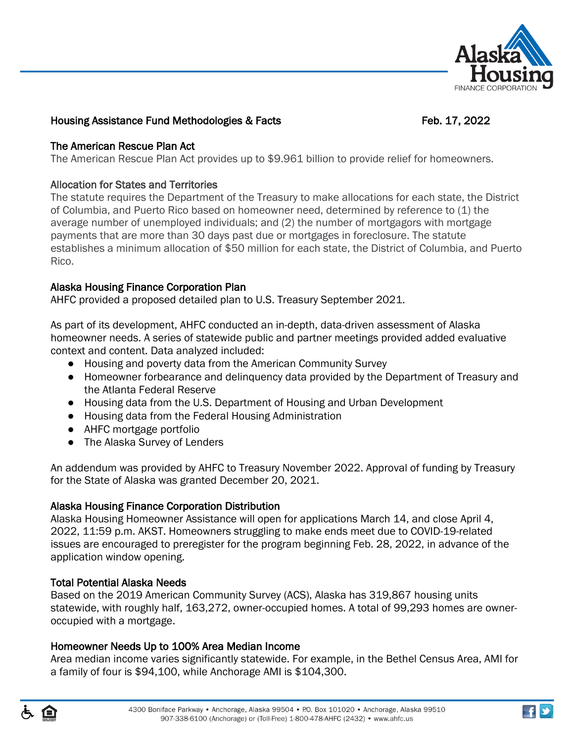## Housing Assistance Fund Methodologies & Facts

Feb. 17, 2022

### The American Rescue Plan Act

The American Rescue Plan Act provides up to $9.961 billion to provide relief for homeowners.

### Allocation for States and Territories

The statute requires the Department of the Treasury to make allocations for each state, the District of Columbia, and Puerto Rico based on homeowner need, determined by reference to (1) the average number of unemployed individuals; and (2) the number of mortgagors with mortgage payments that are more than 30 days past due or mortgages in foreclosure. The statute establishes a minimum allocation of $50 million for each state, the District of Columbia, and Puerto Rico.

### Alaska Housing Finance Corporation Plan

AHFC provided a proposed detailed plan to U.S. Treasury September 2021.

As part of its development, AHFC conducted an in-depth, data-driven assessment of Alaska homeowner needs. A series of statewide public and partner meetings provided added evaluative context and content. Data analyzed included:

- Housing and poverty data from the American Community Survey
- Homeowner forbearance and delinquency data provided by the Department of Treasury and the Atlanta Federal Reserve
- Housing data from the U.S. Department of Housing and Urban Development
- Housing data from the Federal Housing Administration
- AHFC mortgage portfolio
- The Alaska Survey of Lenders

An addendum was provided by AHFC to Treasury November 2022. Approval of funding by Treasury for the State of Alaska was granted December 20, 2021.

### Alaska Housing Finance Corporation Distribution

Alaska Housing Homeowner Assistance will open for applications March 14, and close April 4, 2022, 11:59 p.m. AKST. Homeowners struggling to make ends meet due to COVID-19-related issues are encouraged to preregister for the program beginning Feb. 28, 2022, in advance of the application window opening.

### Total Potential Alaska Needs

Based on the 2019 American Community Survey (ACS), Alaska has 319,867 housing units statewide, with roughly half, 163,272, owner-occupied homes. A total of 99,293 homes are owner-occupied with a mortgage.

### Homeowner Needs Up to 100% Area Median Income

Area median income varies significantly statewide. For example, in the Bethel Census Area, AMI for a family of four is $94,100, while Anchorage AMI is $104,300.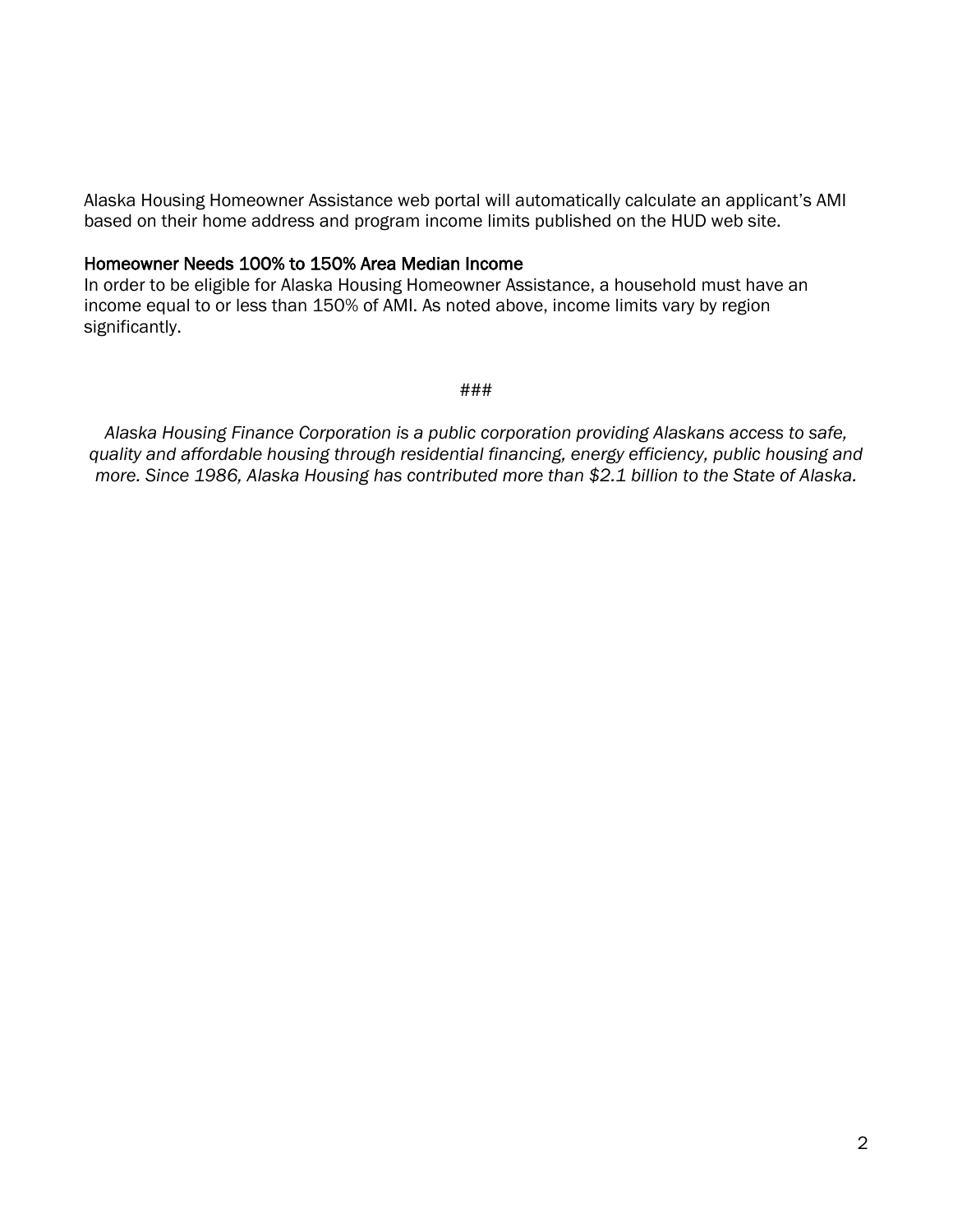Alaska Housing Homeowner Assistance web portal will automatically calculate an applicant's AMI based on their home address and program income limits published on the HUD web site.

### Homeowner Needs 100% to 150% Area Median Income

In order to be eligible for Alaska Housing Homeowner Assistance, a household must have an income equal to or less than 150% of AMI. As noted above, income limits vary by region significantly.

###

*Alaska Housing Finance Corporation is a public corporation providing Alaskans access to safe, quality and affordable housing through residential financing, energy efficiency, public housing and more. Since 1986, Alaska Housing has contributed more than $2.1 billion to the State of Alaska.*